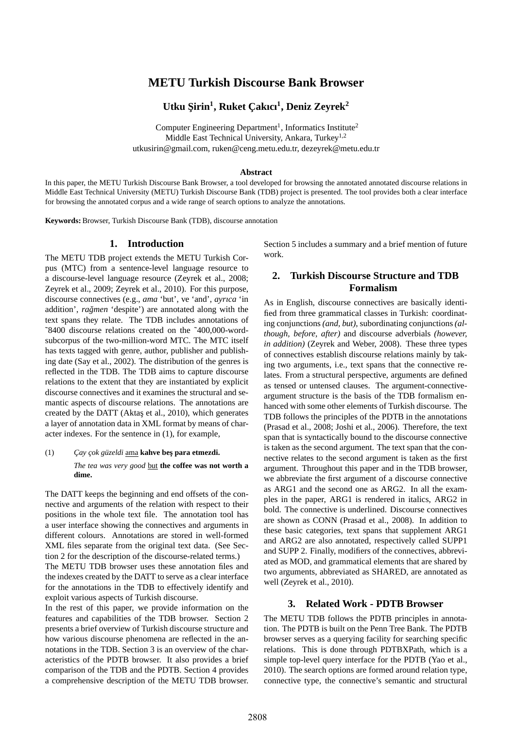# METU Turkish Discourse Bank Browser

**Utku Şirin[1], Ruket Çakıcı[1], Deniz Zeyrek[2]**

Computer Engineering Department[1], Informatics Institute[2]
Middle East Technical University, Ankara, Turkey[1,2]
utkusirin@gmail.com, ruken@ceng.metu.edu.tr, dezeyrek@metu.edu.tr

**Abstract**

In this paper, the METU Turkish Discourse Bank Browser, a tool developed for browsing the annotated annotated discourse relations in Middle East Technical University (METU) Turkish Discourse Bank (TDB) project is presented. The tool provides both a clear interface for browsing the annotated corpus and a wide range of search options to analyze the annotations.

**Keywords:** Browser, Turkish Discourse Bank (TDB), discourse annotation

## 1. Introduction

The METU TDB project extends the METU Turkish Corpus (MTC) from a sentence-level language resource to a discourse-level language resource (Zeyrek et al., 2008; Zeyrek et al., 2009; Zeyrek et al., 2010). For this purpose, discourse connectives (e.g., *ama* 'but', ve 'and', *ayrıca* 'in addition', *rağmen* 'despite') are annotated along with the text spans they relate. The TDB includes annotations of ˜8400 discourse relations created on the ˜400,000-word-subcorpus of the two-million-word MTC. The MTC itself has texts tagged with genre, author, publisher and publishing date (Say et al., 2002). The distribution of the genres is reflected in the TDB. The TDB aims to capture discourse relations to the extent that they are instantiated by explicit discourse connectives and it examines the structural and semantic aspects of discourse relations. The annotations are created by the DATT (Aktaş et al., 2010), which generates a layer of annotation data in XML format by means of character indexes. For the sentence in (1), for example,

(1) *Çay çok güzeldi* <u>ama</u> **kahve beş para etmezdi.**

*The tea was very good* <u>but</u> **the coffee was not worth a dime.**

The DATT keeps the beginning and end offsets of the connective and arguments of the relation with respect to their positions in the whole text file. The annotation tool has a user interface showing the connectives and arguments in different colours. Annotations are stored in well-formed XML files separate from the original text data. (See Section 2 for the description of the discourse-related terms.)

The METU TDB browser uses these annotation files and the indexes created by the DATT to serve as a clear interface for the annotations in the TDB to effectively identify and exploit various aspects of Turkish discourse.

In the rest of this paper, we provide information on the features and capabilities of the TDB browser. Section 2 presents a brief overview of Turkish discourse structure and how various discourse phenomena are reflected in the annotations in the TDB. Section 3 is an overview of the characteristics of the PDTB browser. It also provides a brief comparison of the TDB and the PDTB. Section 4 provides a comprehensive description of the METU TDB browser. Section 5 includes a summary and a brief mention of future work.

## 2. Turkish Discourse Structure and TDB Formalism

As in English, discourse connectives are basically identified from three grammatical classes in Turkish: coordinating conjunctions *(and, but)*, subordinating conjunctions *(although, before, after)* and discourse adverbials *(however, in addition)* (Zeyrek and Weber, 2008). These three types of connectives establish discourse relations mainly by taking two arguments, i.e., text spans that the connective relates. From a structural perspective, arguments are defined as tensed or untensed clauses. The argument-connective-argument structure is the basis of the TDB formalism enhanced with some other elements of Turkish discourse. The TDB follows the principles of the PDTB in the annotations (Prasad et al., 2008; Joshi et al., 2006). Therefore, the text span that is syntactically bound to the discourse connective is taken as the second argument. The text span that the connective relates to the second argument is taken as the first argument. Throughout this paper and in the TDB browser, we abbreviate the first argument of a discourse connective as ARG1 and the second one as ARG2. In all the examples in the paper, ARG1 is rendered in italics, ARG2 in bold. The connective is underlined. Discourse connectives are shown as CONN (Prasad et al., 2008). In addition to these basic categories, text spans that supplement ARG1 and ARG2 are also annotated, respectively called SUPP1 and SUPP 2. Finally, modifiers of the connectives, abbreviated as MOD, and grammatical elements that are shared by two arguments, abbreviated as SHARED, are annotated as well (Zeyrek et al., 2010).

## 3. Related Work - PDTB Browser

The METU TDB follows the PDTB principles in annotation. The PDTB is built on the Penn Tree Bank. The PDTB browser serves as a querying facility for searching specific relations. This is done through PDTBXPath, which is a simple top-level query interface for the PDTB (Yao et al., 2010). The search options are formed around relation type, connective type, the connective's semantic and structural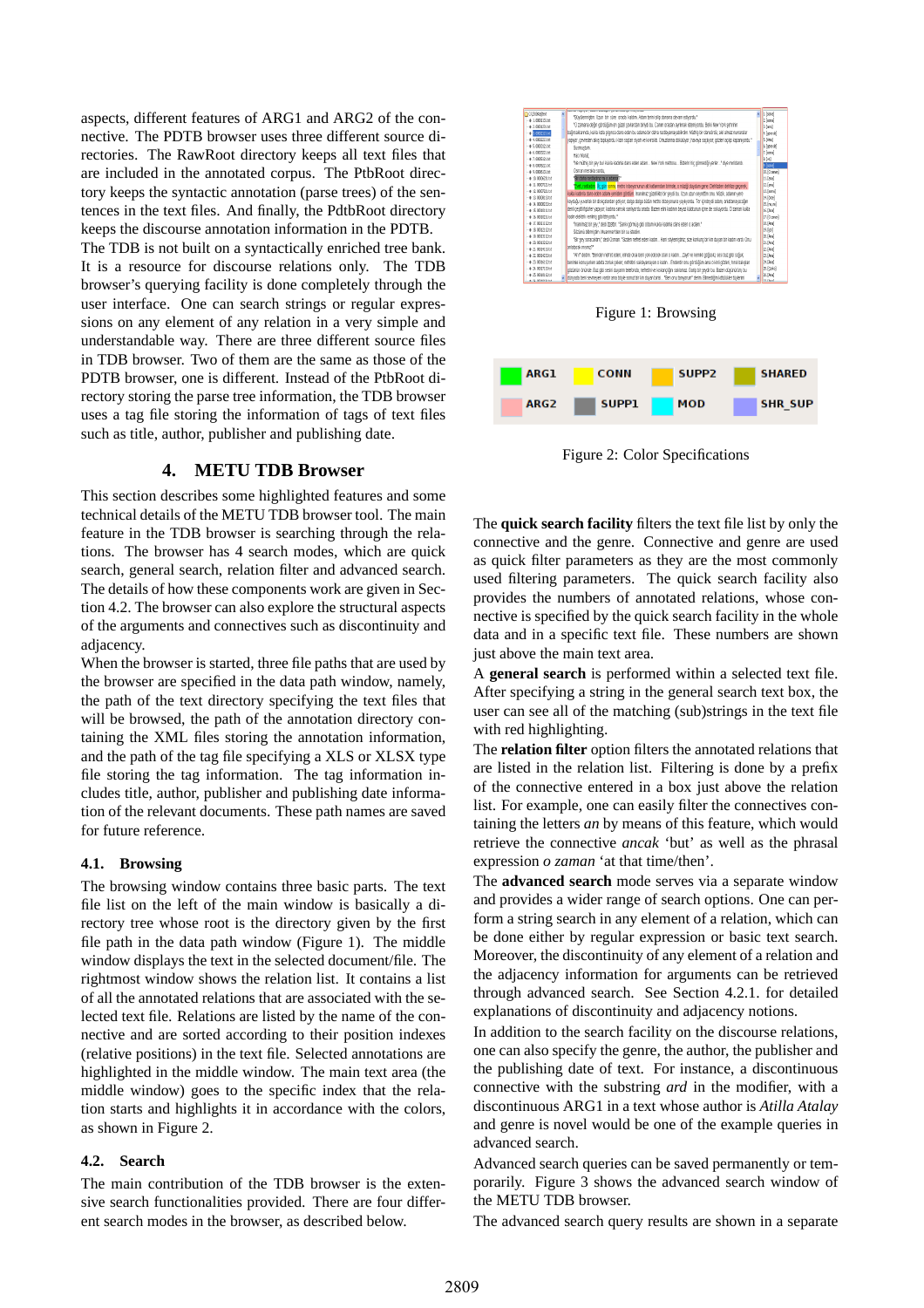aspects, different features of ARG1 and ARG2 of the connective. The PDTB browser uses three different source directories. The RawRoot directory keeps all text files that are included in the annotated corpus. The PtbRoot directory keeps the syntactic annotation (parse trees) of the sentences in the text files. And finally, the PdtbRoot directory keeps the discourse annotation information in the PDTB.
The TDB is not built on a syntactically enriched tree bank. It is a resource for discourse relations only. The TDB browser's querying facility is done completely through the user interface. One can search strings or regular expressions on any element of any relation in a very simple and understandable way. There are three different source files in TDB browser. Two of them are the same as those of the PDTB browser, one is different. Instead of the PtbRoot directory storing the parse tree information, the TDB browser uses a tag file storing the information of tags of text files such as title, author, publisher and publishing date.

## 4. METU TDB Browser

This section describes some highlighted features and some technical details of the METU TDB browser tool. The main feature in the TDB browser is searching through the relations. The browser has 4 search modes, which are quick search, general search, relation filter and advanced search. The details of how these components work are given in Section 4.2. The browser can also explore the structural aspects of the arguments and connectives such as discontinuity and adjacency.
When the browser is started, three file paths that are used by the browser are specified in the data path window, namely, the path of the text directory specifying the text files that will be browsed, the path of the annotation directory containing the XML files storing the annotation information, and the path of the tag file specifying a XLS or XLSX type file storing the tag information. The tag information includes title, author, publisher and publishing date information of the relevant documents. These path names are saved for future reference.

### 4.1. Browsing

The browsing window contains three basic parts. The text file list on the left of the main window is basically a directory tree whose root is the directory given by the first file path in the data path window (Figure 1). The middle window displays the text in the selected document/file. The rightmost window shows the relation list. It contains a list of all the annotated relations that are associated with the selected text file. Relations are listed by the name of the connective and are sorted according to their position indexes (relative positions) in the text file. Selected annotations are highlighted in the middle window. The main text area (the middle window) goes to the specific index that the relation starts and highlights it in accordance with the colors, as shown in Figure 2.

### 4.2. Search

The main contribution of the TDB browser is the extensive search functionalities provided. There are four different search modes in the browser, as described below.

Figure 1: Browsing

| ARG1 | CONN | SUPP2 | SHARED |
|---|---|---|---|
| ARG2 | SUPP1 | MOD | SHR_SUP |

Figure 2: Color Specifications

The **quick search facility** filters the text file list by only the connective and the genre. Connective and genre are used as quick filter parameters as they are the most commonly used filtering parameters. The quick search facility also provides the numbers of annotated relations, whose connective is specified by the quick search facility in the whole data and in a specific text file. These numbers are shown just above the main text area.
A **general search** is performed within a selected text file. After specifying a string in the general search text box, the user can see all of the matching (sub)strings in the text file with red highlighting.
The **relation filter** option filters the annotated relations that are listed in the relation list. Filtering is done by a prefix of the connective entered in a box just above the relation list. For example, one can easily filter the connectives containing the letters *an* by means of this feature, which would retrieve the connective *ancak* 'but' as well as the phrasal expression *o zaman* 'at that time/then'.
The **advanced search** mode serves via a separate window and provides a wider range of search options. One can perform a string search in any element of a relation, which can be done either by regular expression or basic text search. Moreover, the discontinuity of any element of a relation and the adjacency information for arguments can be retrieved through advanced search. See Section 4.2.1. for detailed explanations of discontinuity and adjacency notions.
In addition to the search facility on the discourse relations, one can also specify the genre, the author, the publisher and the publishing date of text. For instance, a discontinuous connective with the substring *ard* in the modifier, with a discontinuous ARG1 in a text whose author is *Atilla Atalay* and genre is novel would be one of the example queries in advanced search.
Advanced search queries can be saved permanently or temporarily. Figure 3 shows the advanced search window of the METU TDB browser.
The advanced search query results are shown in a separate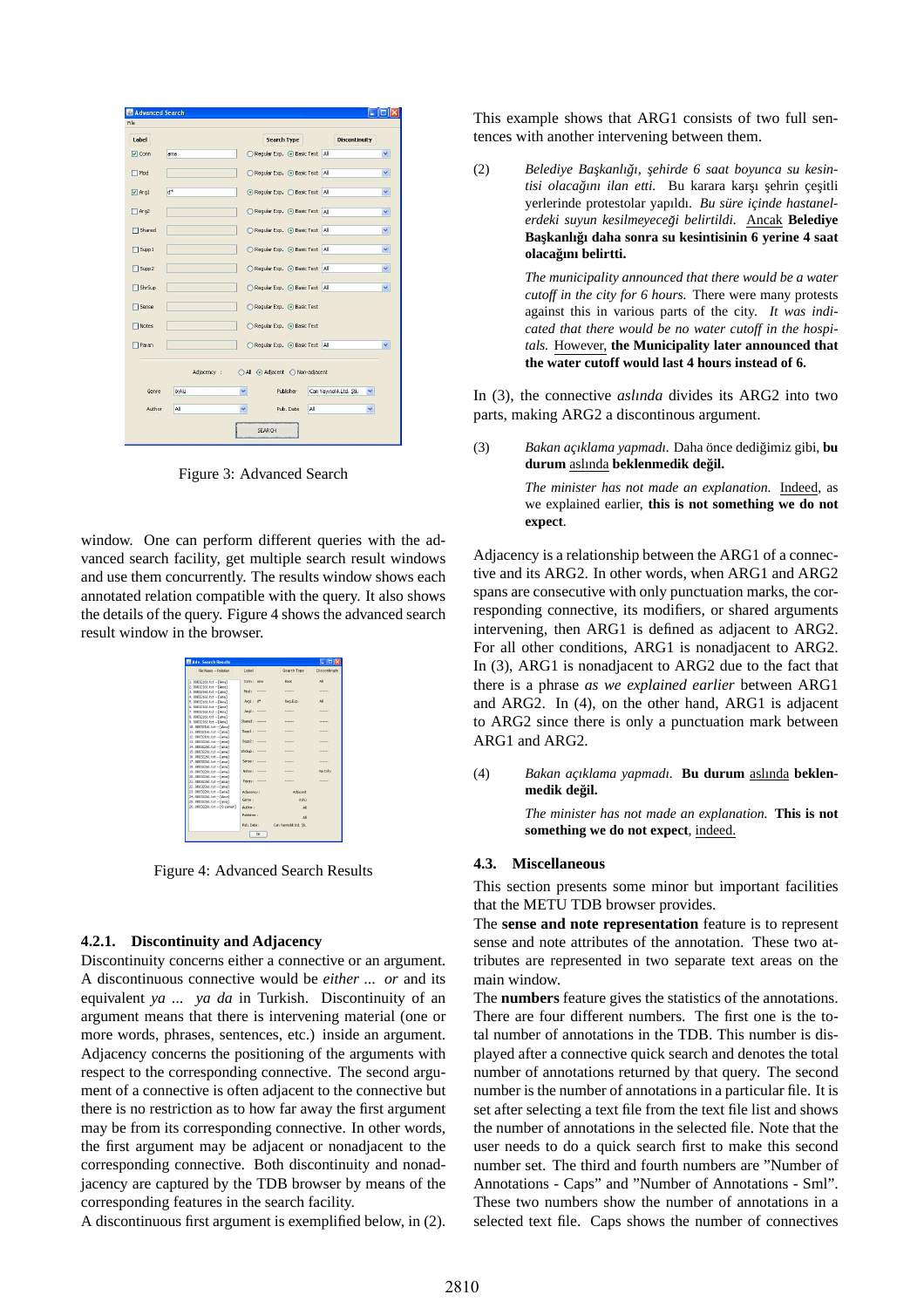Figure 3: Advanced Search

window. One can perform different queries with the advanced search facility, get multiple search result windows and use them concurrently. The results window shows each annotated relation compatible with the query. It also shows the details of the query. Figure 4 shows the advanced search result window in the browser.

Figure 4: Advanced Search Results

#### 4.2.1. Discontinuity and Adjacency

Discontinuity concerns either a connective or an argument. A discontinuous connective would be *either ... or* and its equivalent *ya ... ya da* in Turkish. Discontinuity of an argument means that there is intervening material (one or more words, phrases, sentences, etc.) inside an argument. Adjacency concerns the positioning of the arguments with respect to the corresponding connective. The second argument of a connective is often adjacent to the connective but there is no restriction as to how far away the first argument may be from its corresponding connective. In other words, the first argument may be adjacent or nonadjacent to the corresponding connective. Both discontinuity and nonadjacency are captured by the TDB browser by means of the corresponding features in the search facility.

A discontinuous first argument is exemplified below, in (2). This example shows that ARG1 consists of two full sentences with another intervening between them.

(2) *Belediye Başkanlığı, şehirde 6 saat boyunca su kesintisi olacağını ilan etti.* Bu karara karşı şehrin çeşitli yerlerinde protestolar yapıldı. *Bu süre içinde hastanelerdeki suyun kesilmeyeceği belirtildi.* Ancak **Belediye Başkanlığı daha sonra su kesintisinin 6 yerine 4 saat olacağını belirtti.**

*The municipality announced that there would be a water cutoff in the city for 6 hours.* There were many protests against this in various parts of the city. *It was indicated that there would be no water cutoff in the hospitals.* However, **the Municipality later announced that the water cutoff would last 4 hours instead of 6.**

In (3), the connective *aslında* divides its ARG2 into two parts, making ARG2 a discontinous argument.

(3) *Bakan açıklama yapmadı.* Daha önce dediğimiz gibi, **bu durum** aslında **beklenmedik değil.**

*The minister has not made an explanation.* Indeed, as we explained earlier, **this is not something we do not expect**.

Adjacency is a relationship between the ARG1 of a connective and its ARG2. In other words, when ARG1 and ARG2 spans are consecutive with only punctuation marks, the corresponding connective, its modifiers, or shared arguments intervening, then ARG1 is defined as adjacent to ARG2. For all other conditions, ARG1 is nonadjacent to ARG2. In (3), ARG1 is nonadjacent to ARG2 due to the fact that there is a phrase *as we explained earlier* between ARG1 and ARG2. In (4), on the other hand, ARG1 is adjacent to ARG2 since there is only a punctuation mark between ARG1 and ARG2.

(4) *Bakan açıklama yapmadı.* **Bu durum** aslında **beklenmedik değil.**

*The minister has not made an explanation.* **This is not something we do not expect**, indeed.

### 4.3. Miscellaneous

This section presents some minor but important facilities that the METU TDB browser provides.

The **sense and note representation** feature is to represent sense and note attributes of the annotation. These two attributes are represented in two separate text areas on the main window.

The **numbers** feature gives the statistics of the annotations. There are four different numbers. The first one is the total number of annotations in the TDB. This number is displayed after a connective quick search and denotes the total number of annotations returned by that query. The second number is the number of annotations in a particular file. It is set after selecting a text file from the text file list and shows the number of annotations in the selected file. Note that the user needs to do a quick search first to make this second number set. The third and fourth numbers are "Number of Annotations - Caps" and "Number of Annotations - Sml". These two numbers show the number of annotations in a selected text file. Caps shows the number of connectives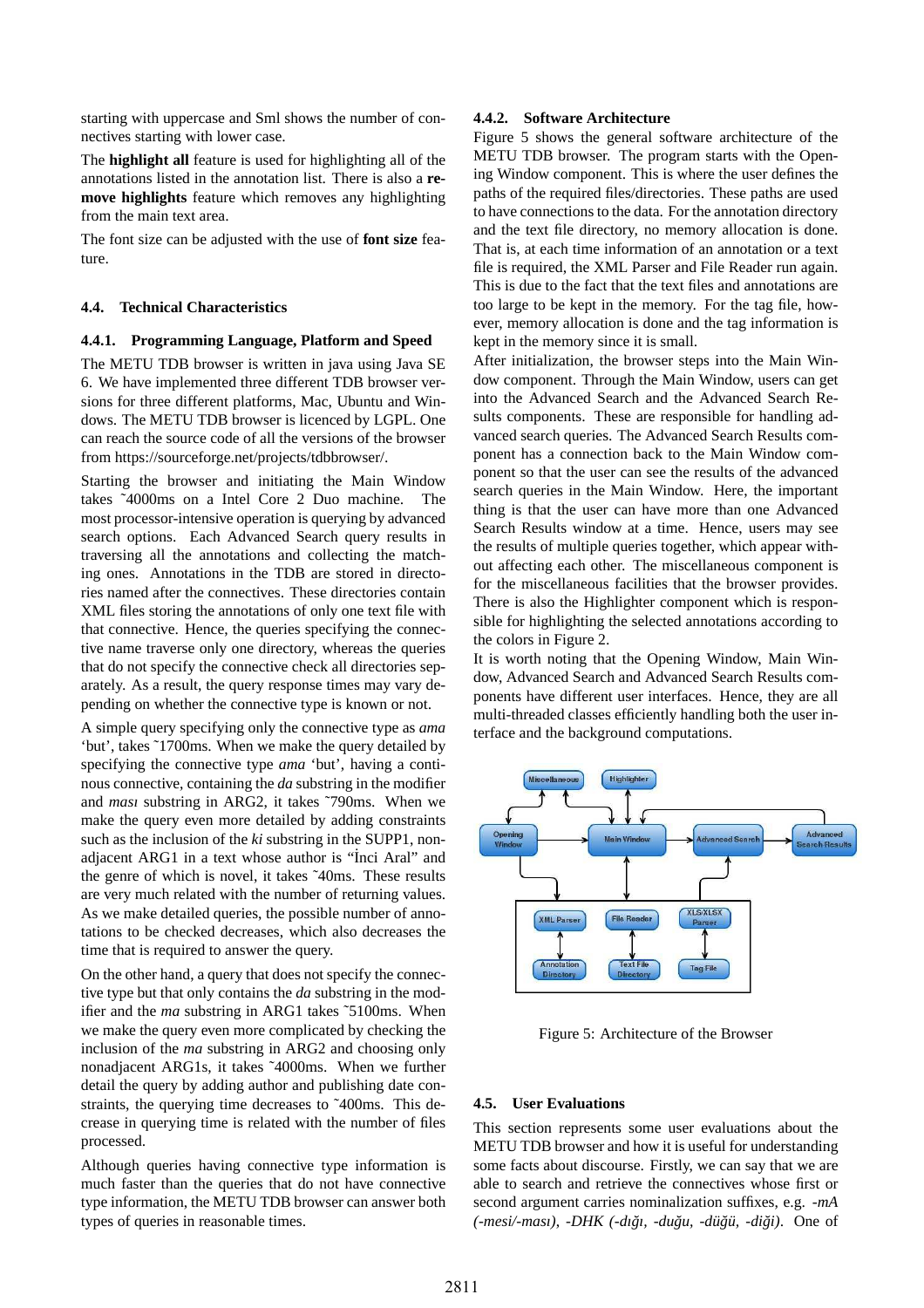starting with uppercase and Sml shows the number of connectives starting with lower case.

The **highlight all** feature is used for highlighting all of the annotations listed in the annotation list. There is also a **remove highlights** feature which removes any highlighting from the main text area.

The font size can be adjusted with the use of **font size** feature.

### 4.4. Technical Characteristics

#### 4.4.1. Programming Language, Platform and Speed

The METU TDB browser is written in java using Java SE 6. We have implemented three different TDB browser versions for three different platforms, Mac, Ubuntu and Windows. The METU TDB browser is licenced by LGPL. One can reach the source code of all the versions of the browser from https://sourceforge.net/projects/tdbbrowser/.

Starting the browser and initiating the Main Window takes ˜4000ms on a Intel Core 2 Duo machine. The most processor-intensive operation is querying by advanced search options. Each Advanced Search query results in traversing all the annotations and collecting the matching ones. Annotations in the TDB are stored in directories named after the connectives. These directories contain XML files storing the annotations of only one text file with that connective. Hence, the queries specifying the connective name traverse only one directory, whereas the queries that do not specify the connective check all directories separately. As a result, the query response times may vary depending on whether the connective type is known or not.

A simple query specifying only the connective type as *ama* 'but', takes ˜1700ms. When we make the query detailed by specifying the connective type *ama* 'but', having a continous connective, containing the *da* substring in the modifier and *ması* substring in ARG2, it takes ˜790ms. When we make the query even more detailed by adding constraints such as the inclusion of the *ki* substring in the SUPP1, non-adjacent ARG1 in a text whose author is "İnci Aral" and the genre of which is novel, it takes ˜40ms. These results are very much related with the number of returning values. As we make detailed queries, the possible number of annotations to be checked decreases, which also decreases the time that is required to answer the query.

On the other hand, a query that does not specify the connective type but that only contains the *da* substring in the modifier and the *ma* substring in ARG1 takes ˜5100ms. When we make the query even more complicated by checking the inclusion of the *ma* substring in ARG2 and choosing only nonadjacent ARG1s, it takes ˜4000ms. When we further detail the query by adding author and publishing date constraints, the querying time decreases to ˜400ms. This decrease in querying time is related with the number of files processed.

Although queries having connective type information is much faster than the queries that do not have connective type information, the METU TDB browser can answer both types of queries in reasonable times.

#### 4.4.2. Software Architecture

Figure 5 shows the general software architecture of the METU TDB browser. The program starts with the Opening Window component. This is where the user defines the paths of the required files/directories. These paths are used to have connections to the data. For the annotation directory and the text file directory, no memory allocation is done. That is, at each time information of an annotation or a text file is required, the XML Parser and File Reader run again. This is due to the fact that the text files and annotations are too large to be kept in the memory. For the tag file, however, memory allocation is done and the tag information is kept in the memory since it is small.

After initialization, the browser steps into the Main Window component. Through the Main Window, users can get into the Advanced Search and the Advanced Search Results components. These are responsible for handling advanced search queries. The Advanced Search Results component has a connection back to the Main Window component so that the user can see the results of the advanced search queries in the Main Window. Here, the important thing is that the user can have more than one Advanced Search Results window at a time. Hence, users may see the results of multiple queries together, which appear without affecting each other. The miscellaneous component is for the miscellaneous facilities that the browser provides. There is also the Highlighter component which is responsible for highlighting the selected annotations according to the colors in Figure 2.

It is worth noting that the Opening Window, Main Window, Advanced Search and Advanced Search Results components have different user interfaces. Hence, they are all multi-threaded classes efficiently handling both the user interface and the background computations.

Figure 5: Architecture of the Browser

### 4.5. User Evaluations

This section represents some user evaluations about the METU TDB browser and how it is useful for understanding some facts about discourse. Firstly, we can say that we are able to search and retrieve the connectives whose first or second argument carries nominalization suffixes, e.g. *-mA (-mesi/-ması), -DHK (-dığı, -duğu, -düğü, -diği)*. One of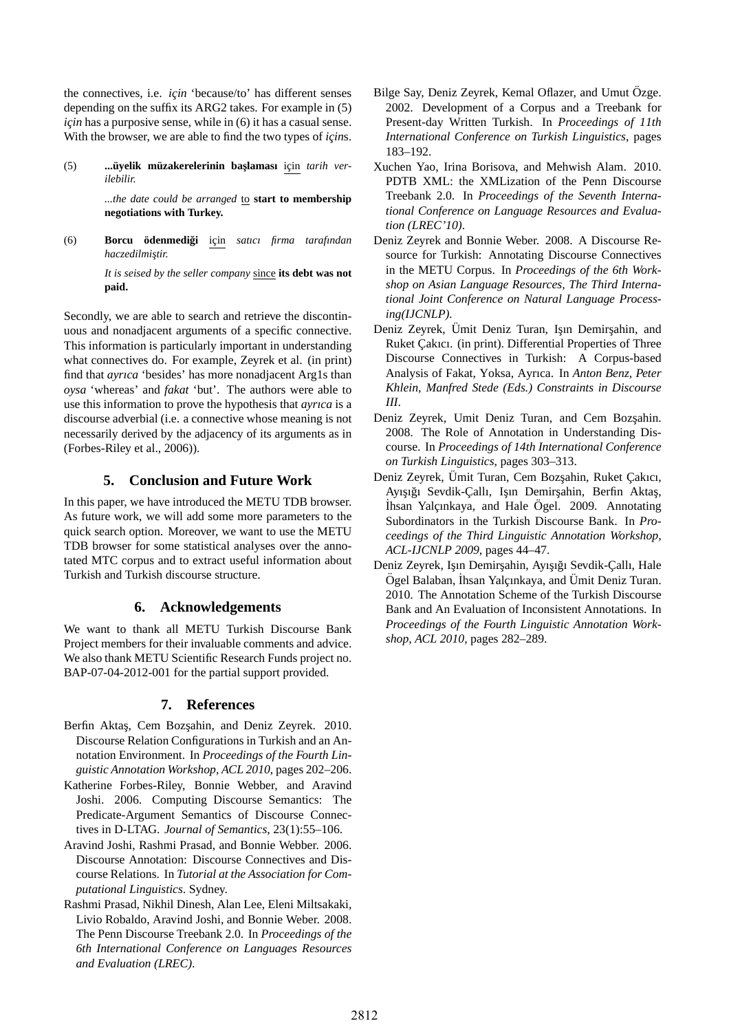the connectives, i.e. *için* 'because/to' has different senses depending on the suffix its ARG2 takes. For example in (5) *için* has a purposive sense, while in (6) it has a casual sense. With the browser, we are able to find the two types of *için*s.

(5) **...üyelik müzakerelerinin başlaması** için *tarih verilebilir.*

*...the date could be arranged* to **start to membership negotiations with Turkey.**

(6) **Borcu ödenmediği** için *satıcı firma tarafından haczedilmiştir.*

*It is seised by the seller company* since **its debt was not paid.**

Secondly, we are able to search and retrieve the discontinuous and nonadjacent arguments of a specific connective. This information is particularly important in understanding what connectives do. For example, Zeyrek et al. (in print) find that *ayrıca* 'besides' has more nonadjacent Arg1s than *oysa* 'whereas' and *fakat* 'but'. The authors were able to use this information to prove the hypothesis that *ayrıca* is a discourse adverbial (i.e. a connective whose meaning is not necessarily derived by the adjacency of its arguments as in (Forbes-Riley et al., 2006)).

## 5. Conclusion and Future Work

In this paper, we have introduced the METU TDB browser. As future work, we will add some more parameters to the quick search option. Moreover, we want to use the METU TDB browser for some statistical analyses over the annotated MTC corpus and to extract useful information about Turkish and Turkish discourse structure.

## 6. Acknowledgements

We want to thank all METU Turkish Discourse Bank Project members for their invaluable comments and advice. We also thank METU Scientific Research Funds project no. BAP-07-04-2012-001 for the partial support provided.

## 7. References

Berfin Aktaş, Cem Bozşahin, and Deniz Zeyrek. 2010. Discourse Relation Configurations in Turkish and an Annotation Environment. In *Proceedings of the Fourth Linguistic Annotation Workshop, ACL 2010*, pages 202–206.

Katherine Forbes-Riley, Bonnie Webber, and Aravind Joshi. 2006. Computing Discourse Semantics: The Predicate-Argument Semantics of Discourse Connectives in D-LTAG. *Journal of Semantics*, 23(1):55–106.

Aravind Joshi, Rashmi Prasad, and Bonnie Webber. 2006. Discourse Annotation: Discourse Connectives and Discourse Relations. In *Tutorial at the Association for Computational Linguistics*. Sydney.

Rashmi Prasad, Nikhil Dinesh, Alan Lee, Eleni Miltsakaki, Livio Robaldo, Aravind Joshi, and Bonnie Weber. 2008. The Penn Discourse Treebank 2.0. In *Proceedings of the 6th International Conference on Languages Resources and Evaluation (LREC)*.

Bilge Say, Deniz Zeyrek, Kemal Oflazer, and Umut Özge. 2002. Development of a Corpus and a Treebank for Present-day Written Turkish. In *Proceedings of 11th International Conference on Turkish Linguistics*, pages 183–192.

Xuchen Yao, Irina Borisova, and Mehwish Alam. 2010. PDTB XML: the XMLization of the Penn Discourse Treebank 2.0. In *Proceedings of the Seventh International Conference on Language Resources and Evaluation (LREC'10)*.

Deniz Zeyrek and Bonnie Weber. 2008. A Discourse Resource for Turkish: Annotating Discourse Connectives in the METU Corpus. In *Proceedings of the 6th Workshop on Asian Language Resources, The Third International Joint Conference on Natural Language Processing(IJCNLP)*.

Deniz Zeyrek, Ümit Deniz Turan, Işın Demirşahin, and Ruket Çakıcı. (in print). Differential Properties of Three Discourse Connectives in Turkish: A Corpus-based Analysis of Fakat, Yoksa, Ayrıca. In *Anton Benz, Peter Khlein, Manfred Stede (Eds.) Constraints in Discourse III*.

Deniz Zeyrek, Umit Deniz Turan, and Cem Bozşahin. 2008. The Role of Annotation in Understanding Discourse. In *Proceedings of 14th International Conference on Turkish Linguistics*, pages 303–313.

Deniz Zeyrek, Ümit Turan, Cem Bozşahin, Ruket Çakıcı, Ayışığı Sevdik-Çallı, Işın Demirşahin, Berfin Aktaş, İhsan Yalçınkaya, and Hale Ögel. 2009. Annotating Subordinators in the Turkish Discourse Bank. In *Proceedings of the Third Linguistic Annotation Workshop, ACL-IJCNLP 2009*, pages 44–47.

Deniz Zeyrek, Işın Demirşahin, Ayışığı Sevdik-Çallı, Hale Ögel Balaban, İhsan Yalçınkaya, and Ümit Deniz Turan. 2010. The Annotation Scheme of the Turkish Discourse Bank and An Evaluation of Inconsistent Annotations. In *Proceedings of the Fourth Linguistic Annotation Workshop, ACL 2010*, pages 282–289.